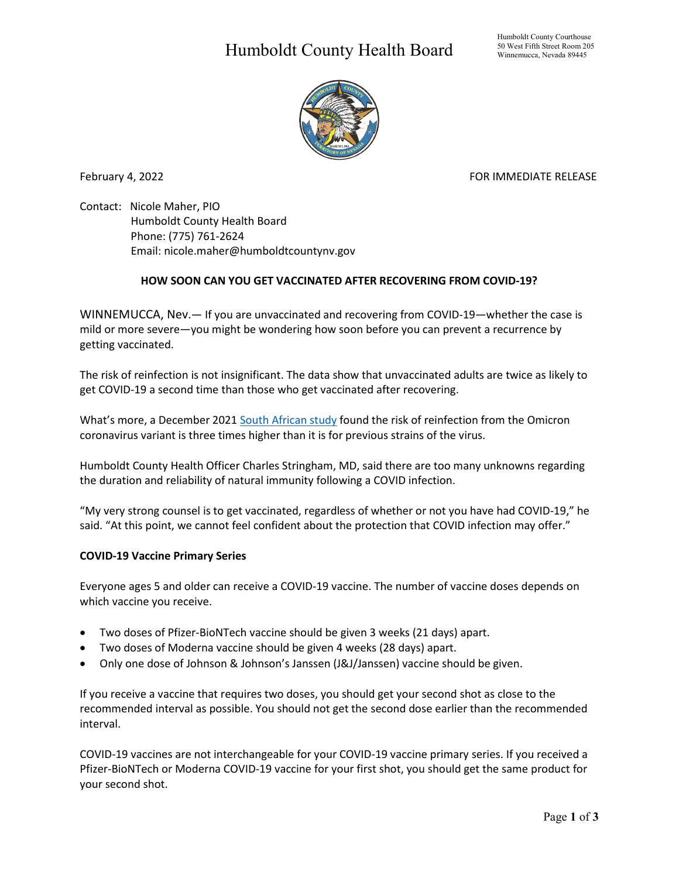# Humboldt County Health Board

Humboldt County Courthouse
50 West Fifth Street Room 205
Winnemucca, Nevada 89445

February 4, 2022

FOR IMMEDIATE RELEASE

Contact: Nicole Maher, PIO
Humboldt County Health Board
Phone: (775) 761-2624
Email: nicole.maher@humboldtcountynv.gov

**HOW SOON CAN YOU GET VACCINATED AFTER RECOVERING FROM COVID-19?**

WINNEMUCCA, Nev.— If you are unvaccinated and recovering from COVID-19—whether the case is mild or more severe—you might be wondering how soon before you can prevent a recurrence by getting vaccinated.

The risk of reinfection is not insignificant. The data show that unvaccinated adults are twice as likely to get COVID-19 a second time than those who get vaccinated after recovering.

What's more, a December 2021 South African study found the risk of reinfection from the Omicron coronavirus variant is three times higher than it is for previous strains of the virus.

Humboldt County Health Officer Charles Stringham, MD, said there are too many unknowns regarding the duration and reliability of natural immunity following a COVID infection.

"My very strong counsel is to get vaccinated, regardless of whether or not you have had COVID-19," he said. "At this point, we cannot feel confident about the protection that COVID infection may offer."

**COVID-19 Vaccine Primary Series**

Everyone ages 5 and older can receive a COVID-19 vaccine. The number of vaccine doses depends on which vaccine you receive.

- Two doses of Pfizer-BioNTech vaccine should be given 3 weeks (21 days) apart.
- Two doses of Moderna vaccine should be given 4 weeks (28 days) apart.
- Only one dose of Johnson & Johnson's Janssen (J&J/Janssen) vaccine should be given.

If you receive a vaccine that requires two doses, you should get your second shot as close to the recommended interval as possible. You should not get the second dose earlier than the recommended interval.

COVID-19 vaccines are not interchangeable for your COVID-19 vaccine primary series. If you received a Pfizer-BioNTech or Moderna COVID-19 vaccine for your first shot, you should get the same product for your second shot.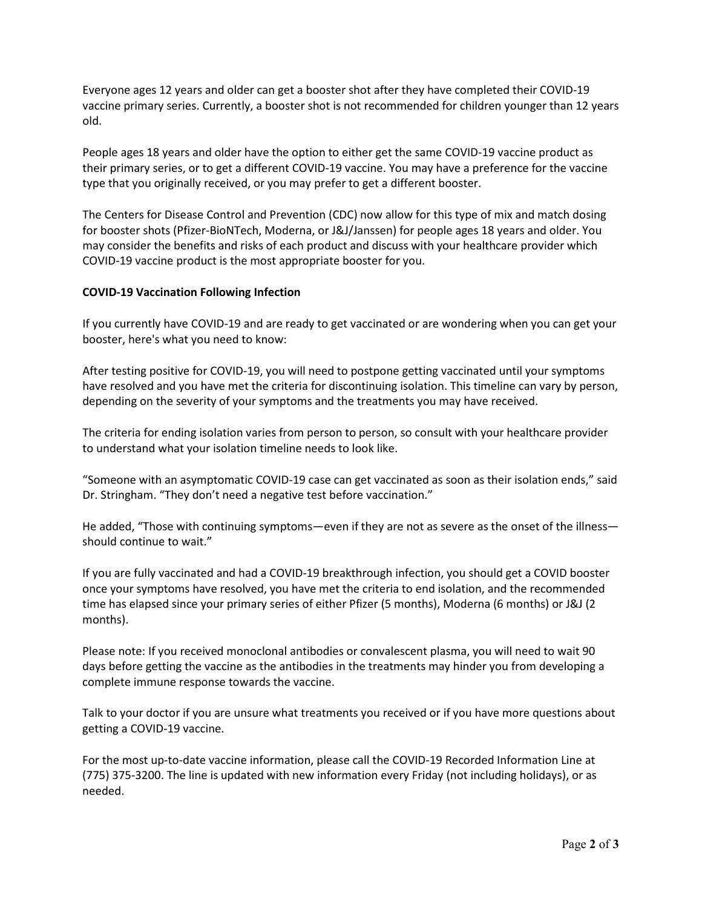Everyone ages 12 years and older can get a booster shot after they have completed their COVID-19 vaccine primary series. Currently, a booster shot is not recommended for children younger than 12 years old.

People ages 18 years and older have the option to either get the same COVID-19 vaccine product as their primary series, or to get a different COVID-19 vaccine. You may have a preference for the vaccine type that you originally received, or you may prefer to get a different booster.

The Centers for Disease Control and Prevention (CDC) now allow for this type of mix and match dosing for booster shots (Pfizer-BioNTech, Moderna, or J&J/Janssen) for people ages 18 years and older. You may consider the benefits and risks of each product and discuss with your healthcare provider which COVID-19 vaccine product is the most appropriate booster for you.

**COVID-19 Vaccination Following Infection**

If you currently have COVID-19 and are ready to get vaccinated or are wondering when you can get your booster, here's what you need to know:

After testing positive for COVID-19, you will need to postpone getting vaccinated until your symptoms have resolved and you have met the criteria for discontinuing isolation. This timeline can vary by person, depending on the severity of your symptoms and the treatments you may have received.

The criteria for ending isolation varies from person to person, so consult with your healthcare provider to understand what your isolation timeline needs to look like.

"Someone with an asymptomatic COVID-19 case can get vaccinated as soon as their isolation ends," said Dr. Stringham. "They don't need a negative test before vaccination."

He added, "Those with continuing symptoms—even if they are not as severe as the onset of the illness—should continue to wait."

If you are fully vaccinated and had a COVID-19 breakthrough infection, you should get a COVID booster once your symptoms have resolved, you have met the criteria to end isolation, and the recommended time has elapsed since your primary series of either Pfizer (5 months), Moderna (6 months) or J&J (2 months).

Please note: If you received monoclonal antibodies or convalescent plasma, you will need to wait 90 days before getting the vaccine as the antibodies in the treatments may hinder you from developing a complete immune response towards the vaccine.

Talk to your doctor if you are unsure what treatments you received or if you have more questions about getting a COVID-19 vaccine.

For the most up-to-date vaccine information, please call the COVID-19 Recorded Information Line at (775) 375-3200. The line is updated with new information every Friday (not including holidays), or as needed.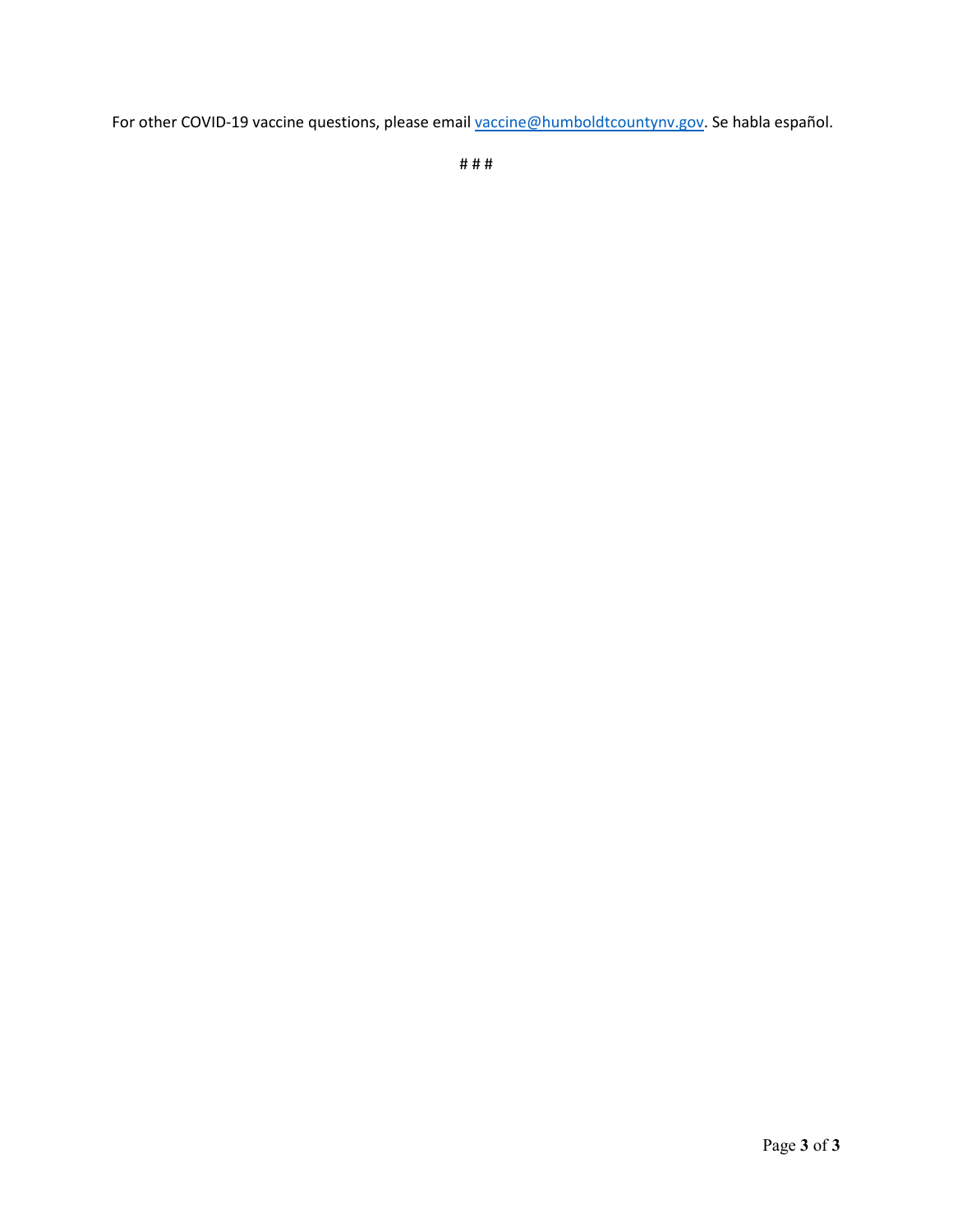For other COVID-19 vaccine questions, please email [vaccine@humboldtcountynv.gov](mailto:vaccine@humboldtcountynv.gov). Se habla español.

# # #